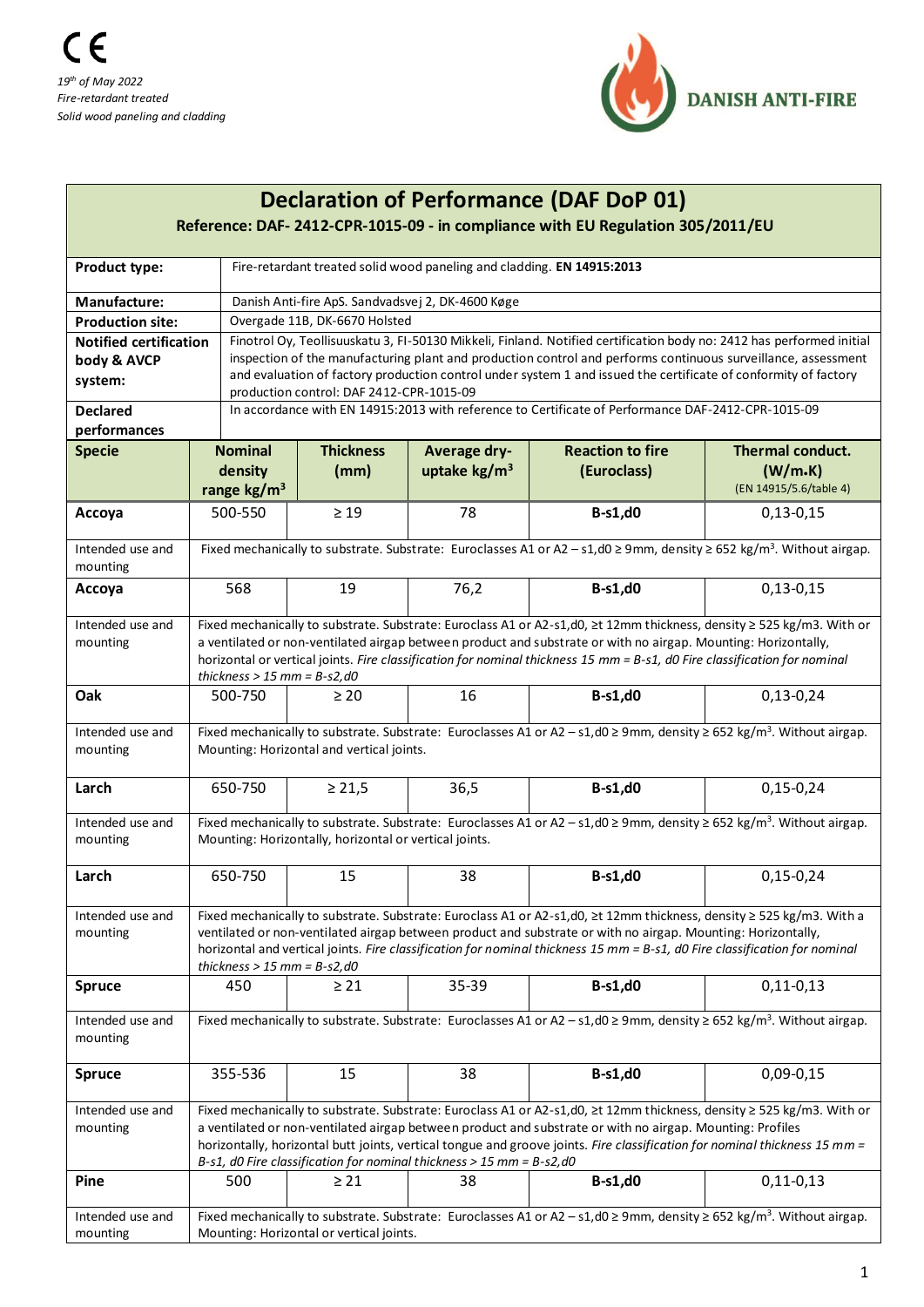CE

*19th of May 2022*
*Fire-retardant treated*
*Solid wood paneling and cladding*

DANISH ANTI-FIRE

# Declaration of Performance (DAF DoP 01)

**Reference: DAF- 2412-CPR-1015-09 - in compliance with EU Regulation 305/2011/EU**

| | |
|---|---|
| **Product type:** | Fire-retardant treated solid wood paneling and cladding. **EN 14915:2013** |
| **Manufacture:** | Danish Anti-fire ApS. Sandvadsvej 2, DK-4600 Køge |
| **Production site:** | Overgade 11B, DK-6670 Holsted |
| **Notified certification body & AVCP system:** | Finotrol Oy, Teollisuuskatu 3, FI-50130 Mikkeli, Finland. Notified certification body no: 2412 has performed initial inspection of the manufacturing plant and production control and performs continuous surveillance, assessment and evaluation of factory production control under system 1 and issued the certificate of conformity of factory production control: DAF 2412-CPR-1015-09 |
| **Declared performances** | In accordance with EN 14915:2013 with reference to Certificate of Performance DAF-2412-CPR-1015-09 |

| **Specie** | **Nominal density range kg/m³** | **Thickness (mm)** | **Average dry-uptake kg/m³** | **Reaction to fire (Euroclass)** | **Thermal conduct. (W/m.K)** (EN 14915/5.6/table 4) |
|---|---|---|---|---|---|
| **Accoya** | 500-550 | ≥ 19 | 78 | **B-s1,d0** | 0,13-0,15 |
| Intended use and mounting | Fixed mechanically to substrate. Substrate: Euroclasses A1 or A2 – s1,d0 ≥ 9mm, density ≥ 652 kg/m³. Without airgap. | | | | |
| **Accoya** | 568 | 19 | 76,2 | **B-s1,d0** | 0,13-0,15 |
| Intended use and mounting | Fixed mechanically to substrate. Substrate: Euroclass A1 or A2-s1,d0, ≥t 12mm thickness, density ≥ 525 kg/m3. With or a ventilated or non-ventilated airgap between product and substrate or with no airgap. Mounting: Horizontally, horizontal or vertical joints. *Fire classification for nominal thickness 15 mm = B-s1, d0 Fire classification for nominal thickness > 15 mm = B-s2,d0* | | | | |
| **Oak** | 500-750 | ≥ 20 | 16 | **B-s1,d0** | 0,13-0,24 |
| Intended use and mounting | Fixed mechanically to substrate. Substrate: Euroclasses A1 or A2 – s1,d0 ≥ 9mm, density ≥ 652 kg/m³. Without airgap. Mounting: Horizontal and vertical joints. | | | | |
| **Larch** | 650-750 | ≥ 21,5 | 36,5 | **B-s1,d0** | 0,15-0,24 |
| Intended use and mounting | Fixed mechanically to substrate. Substrate: Euroclasses A1 or A2 – s1,d0 ≥ 9mm, density ≥ 652 kg/m³. Without airgap. Mounting: Horizontally, horizontal or vertical joints. | | | | |
| **Larch** | 650-750 | 15 | 38 | **B-s1,d0** | 0,15-0,24 |
| Intended use and mounting | Fixed mechanically to substrate. Substrate: Euroclass A1 or A2-s1,d0, ≥t 12mm thickness, density ≥ 525 kg/m3. With a ventilated or non-ventilated airgap between product and substrate or with no airgap. Mounting: Horizontally, horizontal and vertical joints. *Fire classification for nominal thickness 15 mm = B-s1, d0 Fire classification for nominal thickness > 15 mm = B-s2,d0* | | | | |
| **Spruce** | 450 | ≥ 21 | 35-39 | **B-s1,d0** | 0,11-0,13 |
| Intended use and mounting | Fixed mechanically to substrate. Substrate: Euroclasses A1 or A2 – s1,d0 ≥ 9mm, density ≥ 652 kg/m³. Without airgap. | | | | |
| **Spruce** | 355-536 | 15 | 38 | **B-s1,d0** | 0,09-0,15 |
| Intended use and mounting | Fixed mechanically to substrate. Substrate: Euroclass A1 or A2-s1,d0, ≥t 12mm thickness, density ≥ 525 kg/m3. With or a ventilated or non-ventilated airgap between product and substrate or with no airgap. Mounting: Profiles horizontally, horizontal butt joints, vertical tongue and groove joints. *Fire classification for nominal thickness 15 mm = B-s1, d0 Fire classification for nominal thickness > 15 mm = B-s2,d0* | | | | |
| **Pine** | 500 | ≥ 21 | 38 | **B-s1,d0** | 0,11-0,13 |
| Intended use and mounting | Fixed mechanically to substrate. Substrate: Euroclasses A1 or A2 – s1,d0 ≥ 9mm, density ≥ 652 kg/m³. Without airgap. Mounting: Horizontal or vertical joints. | | | | |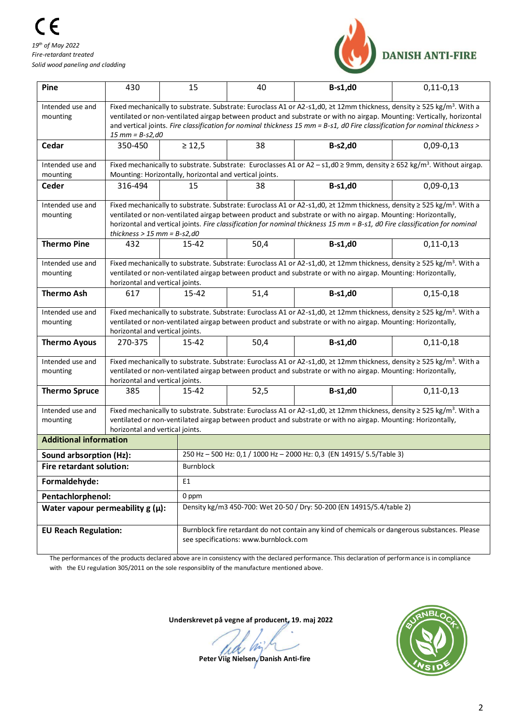CE

*19th of May 2022*
*Fire-retardant treated*
*Solid wood paneling and cladding*

DANISH ANTI-FIRE

| | | | | | |
|---|---|---|---|---|---|
| **Pine** | 430 | 15 | 40 | **B-s1,d0** | 0,11-0,13 |
| Intended use and mounting | Fixed mechanically to substrate. Substrate: Euroclass A1 or A2-s1,d0, ≥t 12mm thickness, density ≥ 525 kg/m³. With a ventilated or non-ventilated airgap between product and substrate or with no airgap. Mounting: Vertically, horizontal and vertical joints. *Fire classification for nominal thickness 15 mm = B-s1, d0 Fire classification for nominal thickness > 15 mm = B-s2,d0* | | | | |
| **Cedar** | 350-450 | ≥ 12,5 | 38 | **B-s2,d0** | 0,09-0,13 |
| Intended use and mounting | Fixed mechanically to substrate. Substrate: Euroclasses A1 or A2 – s1,d0 ≥ 9mm, density ≥ 652 kg/m³. Without airgap. Mounting: Horizontally, horizontal and vertical joints. | | | | |
| **Ceder** | 316-494 | 15 | 38 | **B-s1,d0** | 0,09-0,13 |
| Intended use and mounting | Fixed mechanically to substrate. Substrate: Euroclass A1 or A2-s1,d0, ≥t 12mm thickness, density ≥ 525 kg/m³. With a ventilated or non-ventilated airgap between product and substrate or with no airgap. Mounting: Horizontally, horizontal and vertical joints. *Fire classification for nominal thickness 15 mm = B-s1, d0 Fire classification for nominal thickness > 15 mm = B-s2,d0* | | | | |
| **Thermo Pine** | 432 | 15-42 | 50,4 | **B-s1,d0** | 0,11-0,13 |
| Intended use and mounting | Fixed mechanically to substrate. Substrate: Euroclass A1 or A2-s1,d0, ≥t 12mm thickness, density ≥ 525 kg/m³. With a ventilated or non-ventilated airgap between product and substrate or with no airgap. Mounting: Horizontally, horizontal and vertical joints. | | | | |
| **Thermo Ash** | 617 | 15-42 | 51,4 | **B-s1,d0** | 0,15-0,18 |
| Intended use and mounting | Fixed mechanically to substrate. Substrate: Euroclass A1 or A2-s1,d0, ≥t 12mm thickness, density ≥ 525 kg/m³. With a ventilated or non-ventilated airgap between product and substrate or with no airgap. Mounting: Horizontally, horizontal and vertical joints. | | | | |
| **Thermo Ayous** | 270-375 | 15-42 | 50,4 | **B-s1,d0** | 0,11-0,18 |
| Intended use and mounting | Fixed mechanically to substrate. Substrate: Euroclass A1 or A2-s1,d0, ≥t 12mm thickness, density ≥ 525 kg/m³. With a ventilated or non-ventilated airgap between product and substrate or with no airgap. Mounting: Horizontally, horizontal and vertical joints. | | | | |
| **Thermo Spruce** | 385 | 15-42 | 52,5 | **B-s1,d0** | 0,11-0,13 |
| Intended use and mounting | Fixed mechanically to substrate. Substrate: Euroclass A1 or A2-s1,d0, ≥t 12mm thickness, density ≥ 525 kg/m³. With a ventilated or non-ventilated airgap between product and substrate or with no airgap. Mounting: Horizontally, horizontal and vertical joints. | | | | |

| **Additional information** | |
|---|---|
| **Sound arbsorption (Hz):** | 250 Hz – 500 Hz: 0,1 / 1000 Hz – 2000 Hz: 0,3 (EN 14915/ 5.5/Table 3) |
| **Fire retardant solution:** | Burnblock |
| **Formaldehyde:** | E1 |
| **Pentachlorphenol:** | 0 ppm |
| **Water vapour permeability g (µ):** | Density kg/m3 450-700: Wet 20-50 / Dry: 50-200 (EN 14915/5.4/table 2) |
| **EU Reach Regulation:** | Burnblock fire retardant do not contain any kind of chemicals or dangerous substances. Please see specifications: www.burnblock.com |

The performances of the products declared above are in consistency with the declared performance. This declaration of performance is in compliance with the EU regulation 305/2011 on the sole responsiblity of the manufacture mentioned above.

**Underskrevet på vegne af producent, 19. maj 2022**

**Peter Viig Nielsen, Danish Anti-fire**

BURNBLOCK INSIDE